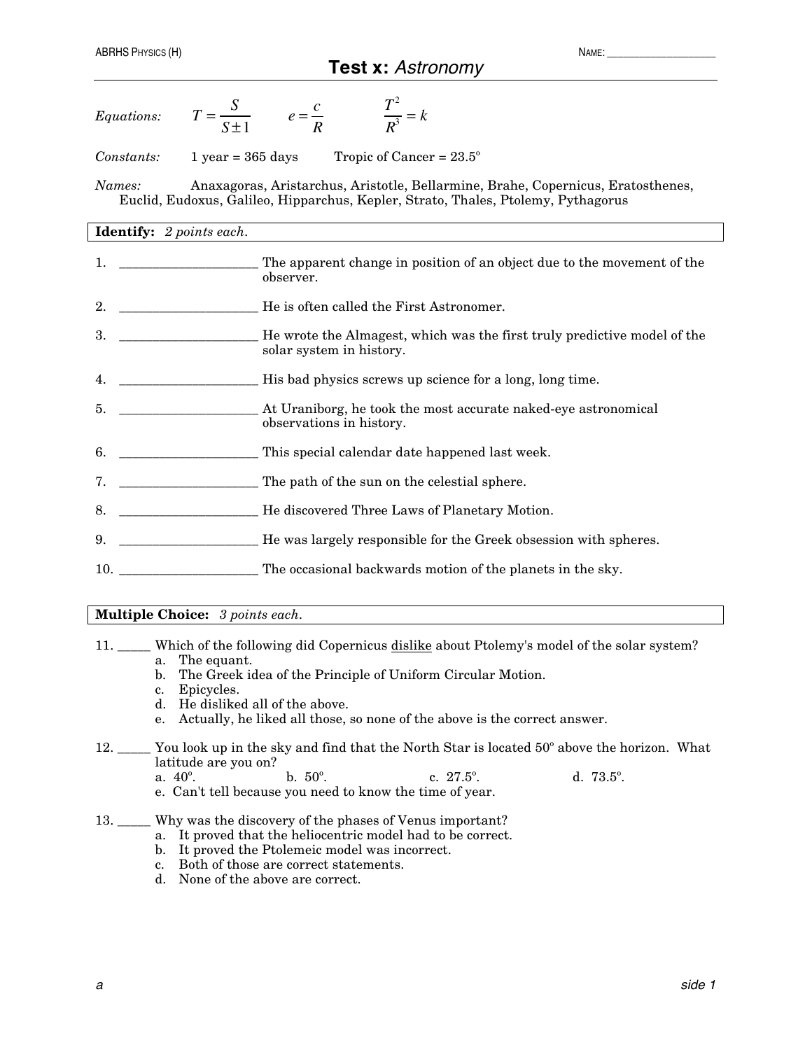ABRHS Physics (H) NAME: ___________________

# Test x: *Astronomy*

*Equations:* $T = \dfrac{S}{S \pm 1}$ $e = \dfrac{c}{R}$ $\dfrac{T^2}{R^3} = k$

*Constants:* 1 year = 365 days Tropic of Cancer = 23.5°

*Names:* Anaxagoras, Aristarchus, Aristotle, Bellarmine, Brahe, Copernicus, Eratosthenes, Euclid, Eudoxus, Galileo, Hipparchus, Kepler, Strato, Thales, Ptolemy, Pythagorus

**Identify:** *2 points each.*

1. ____________________ The apparent change in position of an object due to the movement of the observer.
2. ____________________ He is often called the First Astronomer.
3. ____________________ He wrote the Almagest, which was the first truly predictive model of the solar system in history.
4. ____________________ His bad physics screws up science for a long, long time.
5. ____________________ At Uraniborg, he took the most accurate naked-eye astronomical observations in history.
6. ____________________ This special calendar date happened last week.
7. ____________________ The path of the sun on the celestial sphere.
8. ____________________ He discovered Three Laws of Planetary Motion.
9. ____________________ He was largely responsible for the Greek obsession with spheres.
10. ____________________ The occasional backwards motion of the planets in the sky.

**Multiple Choice:** *3 points each.*

11. _____ Which of the following did Copernicus dislike about Ptolemy's model of the solar system?
    - a. The equant.
    - b. The Greek idea of the Principle of Uniform Circular Motion.
    - c. Epicycles.
    - d. He disliked all of the above.
    - e. Actually, he liked all those, so none of the above is the correct answer.

12. _____ You look up in the sky and find that the North Star is located 50° above the horizon. What latitude are you on?
    - a. 40°.
    - b. 50°.
    - c. 27.5°.
    - d. 73.5°.
    - e. Can't tell because you need to know the time of year.

13. _____ Why was the discovery of the phases of Venus important?
    - a. It proved that the heliocentric model had to be correct.
    - b. It proved the Ptolemeic model was incorrect.
    - c. Both of those are correct statements.
    - d. None of the above are correct.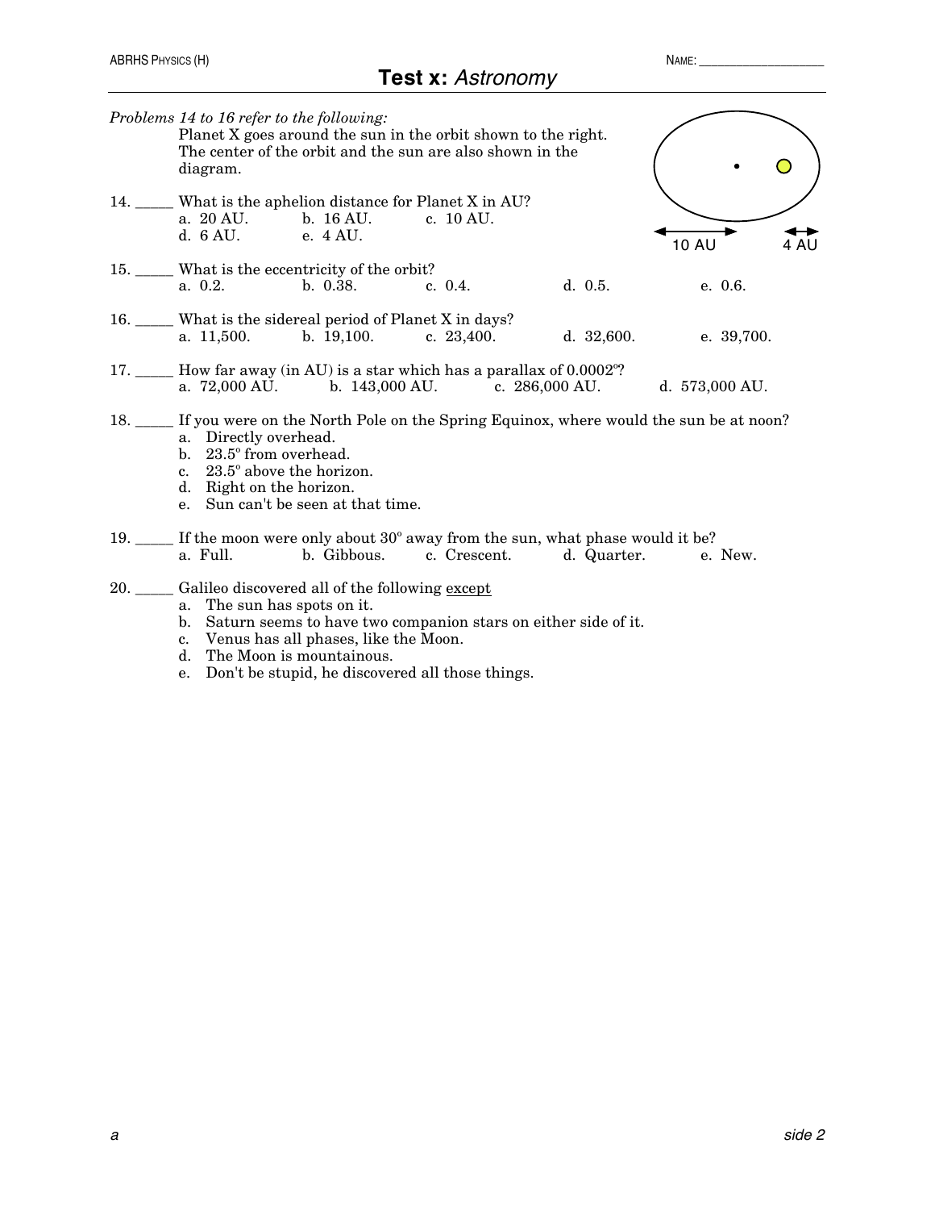# Test x: *Astronomy*

NAME: ___________________

*Problems 14 to 16 refer to the following:*
Planet X goes around the sun in the orbit shown to the right. The center of the orbit and the sun are also shown in the diagram.

10 AU        4 AU

14. _____ What is the aphelion distance for Planet X in AU?
 a. 20 AU. b. 16 AU. c. 10 AU.
 d. 6 AU. e. 4 AU.

15. _____ What is the eccentricity of the orbit?
 a. 0.2. b. 0.38. c. 0.4. d. 0.5. e. 0.6.

16. _____ What is the sidereal period of Planet X in days?
 a. 11,500. b. 19,100. c. 23,400. d. 32,600. e. 39,700.

17. _____ How far away (in AU) is a star which has a parallax of 0.0002º?
 a. 72,000 AU. b. 143,000 AU. c. 286,000 AU. d. 573,000 AU.

18. _____ If you were on the North Pole on the Spring Equinox, where would the sun be at noon?
 a. Directly overhead.
 b. 23.5º from overhead.
 c. 23.5º above the horizon.
 d. Right on the horizon.
 e. Sun can't be seen at that time.

19. _____ If the moon were only about 30º away from the sun, what phase would it be?
 a. Full. b. Gibbous. c. Crescent. d. Quarter. e. New.

20. _____ Galileo discovered all of the following <u>except</u>
 a. The sun has spots on it.
 b. Saturn seems to have two companion stars on either side of it.
 c. Venus has all phases, like the Moon.
 d. The Moon is mountainous.
 e. Don't be stupid, he discovered all those things.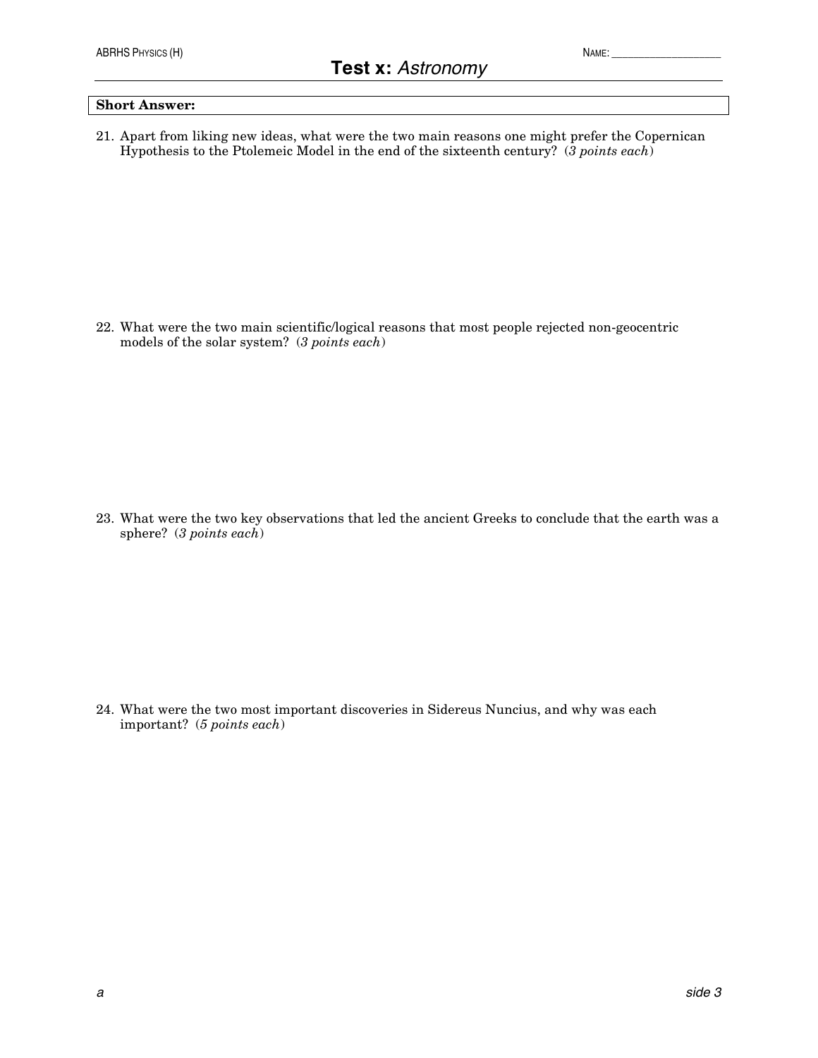**Short Answer:**

21. Apart from liking new ideas, what were the two main reasons one might prefer the Copernican Hypothesis to the Ptolemeic Model in the end of the sixteenth century? (*3 points each*)

22. What were the two main scientific/logical reasons that most people rejected non-geocentric models of the solar system? (*3 points each*)

23. What were the two key observations that led the ancient Greeks to conclude that the earth was a sphere? (*3 points each*)

24. What were the two most important discoveries in Sidereus Nuncius, and why was each important? (*5 points each*)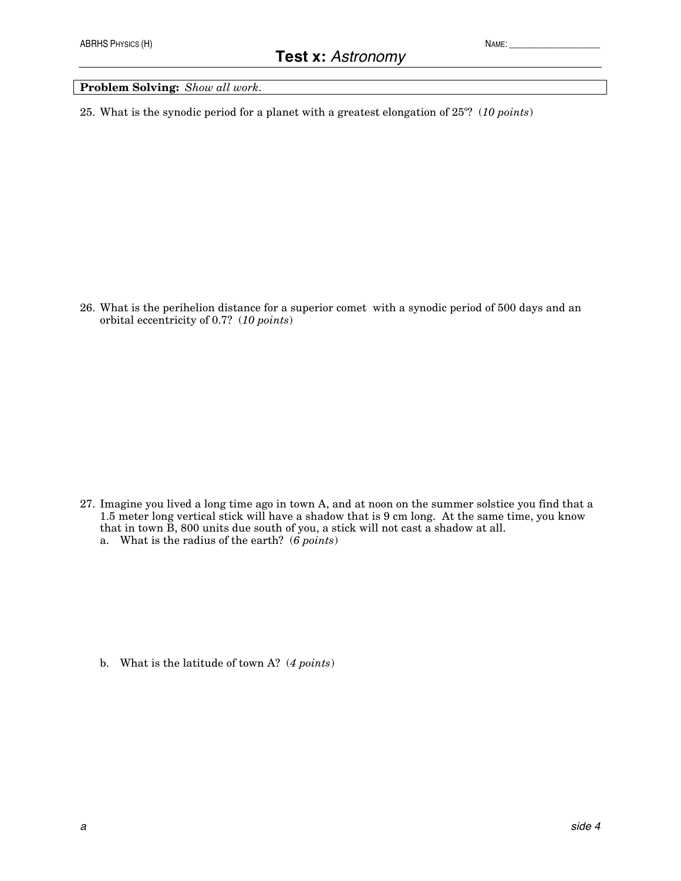# Test x: *Astronomy*

NAME: ____________________

**Problem Solving:** *Show all work.*

25. What is the synodic period for a planet with a greatest elongation of 25º? (*10 points*)

26. What is the perihelion distance for a superior comet with a synodic period of 500 days and an orbital eccentricity of 0.7? (*10 points*)

27. Imagine you lived a long time ago in town A, and at noon on the summer solstice you find that a 1.5 meter long vertical stick will have a shadow that is 9 cm long. At the same time, you know that in town B, 800 units due south of you, a stick will not cast a shadow at all.
    a. What is the radius of the earth? (*6 points*)

    b. What is the latitude of town A? (*4 points*)